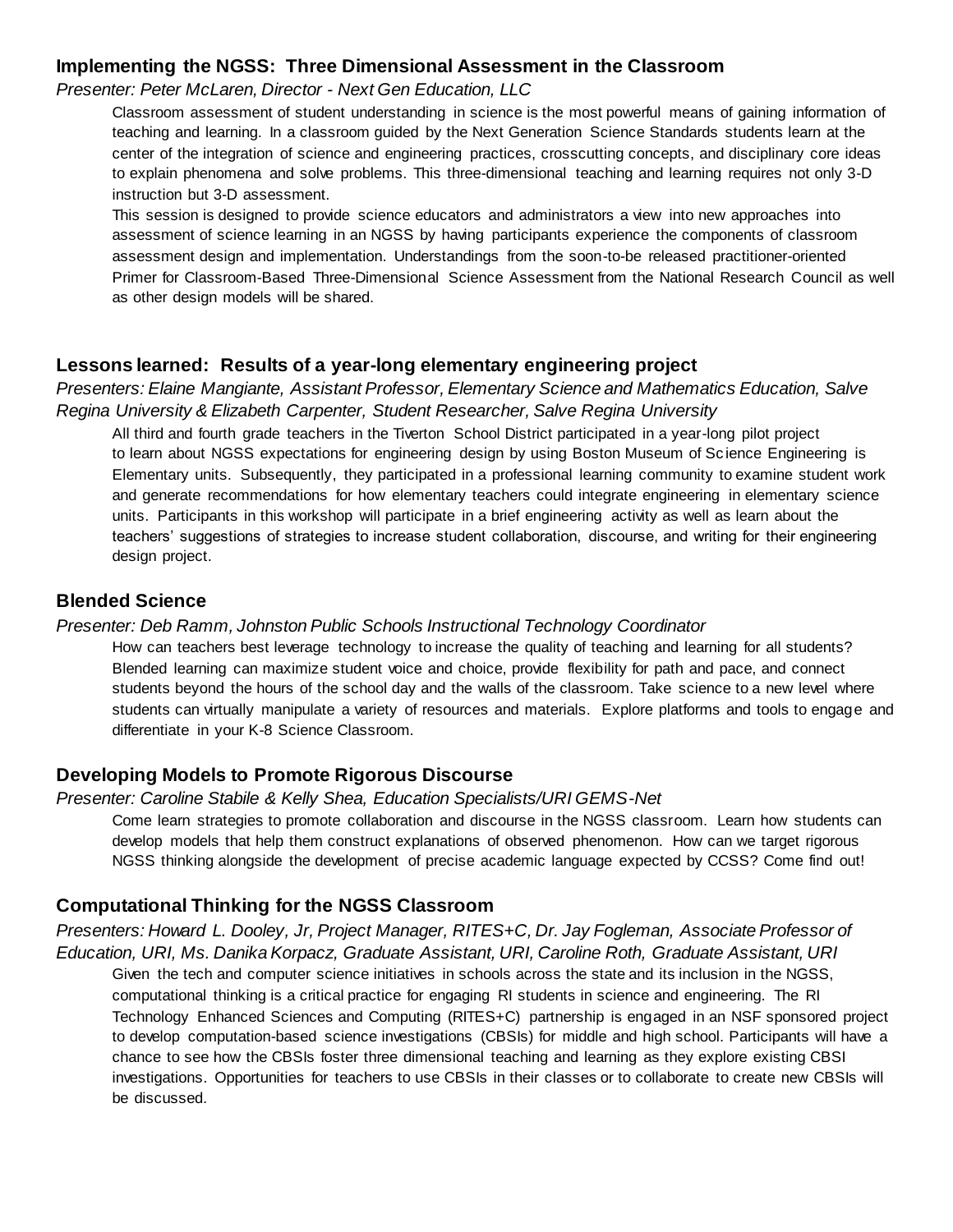## Implementing the NGSS: Three Dimensional Assessment in the Classroom

*Presenter: Peter McLaren, Director - Next Gen Education, LLC*

Classroom assessment of student understanding in science is the most powerful means of gaining information of teaching and learning. In a classroom guided by the Next Generation Science Standards students learn at the center of the integration of science and engineering practices, crosscutting concepts, and disciplinary core ideas to explain phenomena and solve problems. This three-dimensional teaching and learning requires not only 3-D instruction but 3-D assessment.

This session is designed to provide science educators and administrators a view into new approaches into assessment of science learning in an NGSS by having participants experience the components of classroom assessment design and implementation. Understandings from the soon-to-be released practitioner-oriented Primer for Classroom-Based Three-Dimensional Science Assessment from the National Research Council as well as other design models will be shared.

## Lessons learned: Results of a year-long elementary engineering project

*Presenters: Elaine Mangiante, Assistant Professor, Elementary Science and Mathematics Education, Salve Regina University & Elizabeth Carpenter, Student Researcher, Salve Regina University*

All third and fourth grade teachers in the Tiverton School District participated in a year-long pilot project to learn about NGSS expectations for engineering design by using Boston Museum of Science Engineering is Elementary units. Subsequently, they participated in a professional learning community to examine student work and generate recommendations for how elementary teachers could integrate engineering in elementary science units. Participants in this workshop will participate in a brief engineering activity as well as learn about the teachers' suggestions of strategies to increase student collaboration, discourse, and writing for their engineering design project.

## Blended Science

*Presenter: Deb Ramm, Johnston Public Schools Instructional Technology Coordinator*

How can teachers best leverage technology to increase the quality of teaching and learning for all students? Blended learning can maximize student voice and choice, provide flexibility for path and pace, and connect students beyond the hours of the school day and the walls of the classroom. Take science to a new level where students can virtually manipulate a variety of resources and materials. Explore platforms and tools to engage and differentiate in your K-8 Science Classroom.

## Developing Models to Promote Rigorous Discourse

*Presenter: Caroline Stabile & Kelly Shea, Education Specialists/URI GEMS-Net*

Come learn strategies to promote collaboration and discourse in the NGSS classroom. Learn how students can develop models that help them construct explanations of observed phenomenon. How can we target rigorous NGSS thinking alongside the development of precise academic language expected by CCSS? Come find out!

## Computational Thinking for the NGSS Classroom

*Presenters: Howard L. Dooley, Jr, Project Manager, RITES+C, Dr. Jay Fogleman, Associate Professor of Education, URI, Ms. Danika Korpacz, Graduate Assistant, URI, Caroline Roth, Graduate Assistant, URI*

Given the tech and computer science initiatives in schools across the state and its inclusion in the NGSS, computational thinking is a critical practice for engaging RI students in science and engineering. The RI Technology Enhanced Sciences and Computing (RITES+C) partnership is engaged in an NSF sponsored project to develop computation-based science investigations (CBSIs) for middle and high school. Participants will have a chance to see how the CBSIs foster three dimensional teaching and learning as they explore existing CBSI investigations. Opportunities for teachers to use CBSIs in their classes or to collaborate to create new CBSIs will be discussed.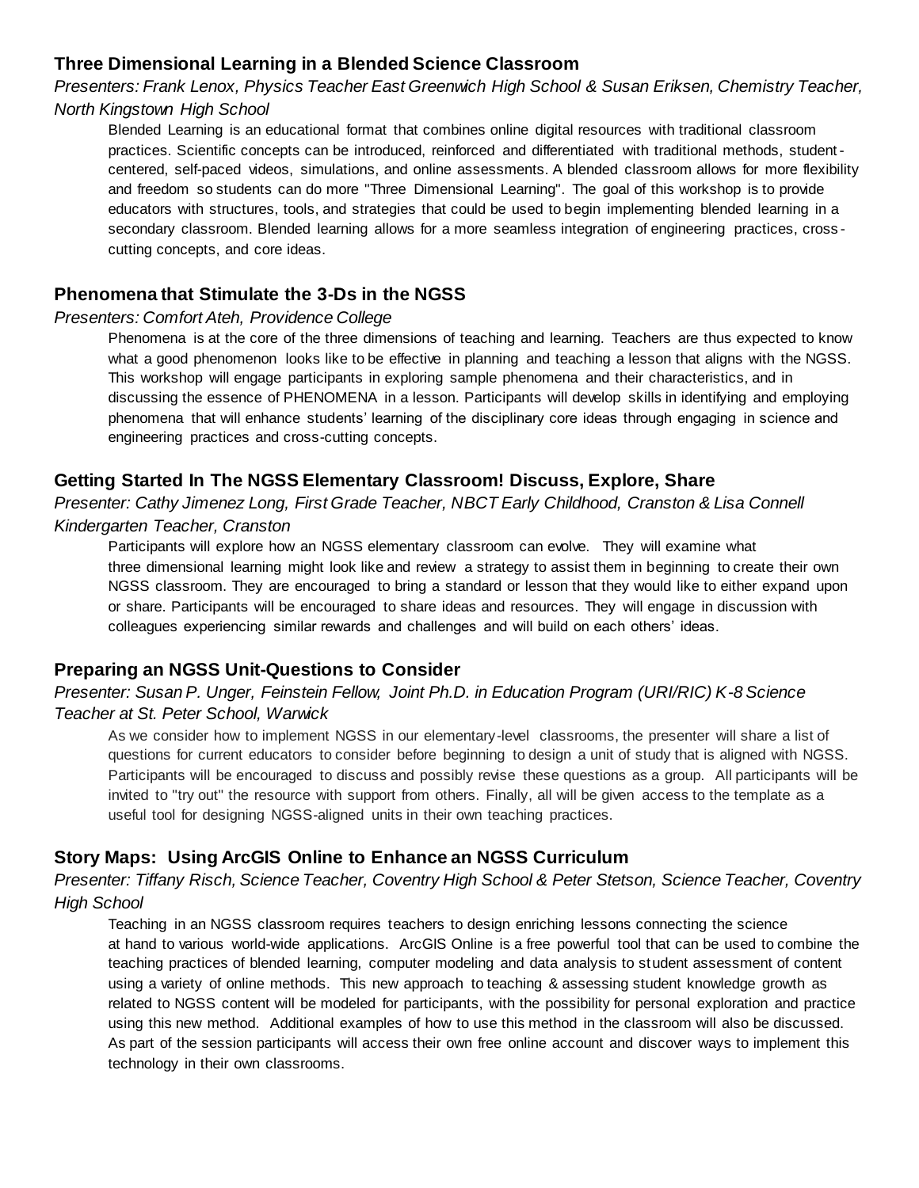### Three Dimensional Learning in a Blended Science Classroom

*Presenters: Frank Lenox, Physics Teacher East Greenwich High School & Susan Eriksen, Chemistry Teacher, North Kingstown High School*

Blended Learning is an educational format that combines online digital resources with traditional classroom practices. Scientific concepts can be introduced, reinforced and differentiated with traditional methods, student-centered, self-paced videos, simulations, and online assessments. A blended classroom allows for more flexibility and freedom so students can do more "Three Dimensional Learning". The goal of this workshop is to provide educators with structures, tools, and strategies that could be used to begin implementing blended learning in a secondary classroom. Blended learning allows for a more seamless integration of engineering practices, cross-cutting concepts, and core ideas.

### Phenomena that Stimulate the 3-Ds in the NGSS

*Presenters: Comfort Ateh, Providence College*

Phenomena is at the core of the three dimensions of teaching and learning. Teachers are thus expected to know what a good phenomenon looks like to be effective in planning and teaching a lesson that aligns with the NGSS. This workshop will engage participants in exploring sample phenomena and their characteristics, and in discussing the essence of PHENOMENA in a lesson. Participants will develop skills in identifying and employing phenomena that will enhance students' learning of the disciplinary core ideas through engaging in science and engineering practices and cross-cutting concepts.

### Getting Started In The NGSS Elementary Classroom! Discuss, Explore, Share

*Presenter: Cathy Jimenez Long, First Grade Teacher, NBCT Early Childhood, Cranston & Lisa Connell Kindergarten Teacher, Cranston*

Participants will explore how an NGSS elementary classroom can evolve. They will examine what three dimensional learning might look like and review a strategy to assist them in beginning to create their own NGSS classroom. They are encouraged to bring a standard or lesson that they would like to either expand upon or share. Participants will be encouraged to share ideas and resources. They will engage in discussion with colleagues experiencing similar rewards and challenges and will build on each others' ideas.

### Preparing an NGSS Unit-Questions to Consider

*Presenter: Susan P. Unger, Feinstein Fellow, Joint Ph.D. in Education Program (URI/RIC) K-8 Science Teacher at St. Peter School, Warwick*

As we consider how to implement NGSS in our elementary-level classrooms, the presenter will share a list of questions for current educators to consider before beginning to design a unit of study that is aligned with NGSS. Participants will be encouraged to discuss and possibly revise these questions as a group. All participants will be invited to "try out" the resource with support from others. Finally, all will be given access to the template as a useful tool for designing NGSS-aligned units in their own teaching practices.

### Story Maps: Using ArcGIS Online to Enhance an NGSS Curriculum

*Presenter: Tiffany Risch, Science Teacher, Coventry High School & Peter Stetson, Science Teacher, Coventry High School*

Teaching in an NGSS classroom requires teachers to design enriching lessons connecting the science at hand to various world-wide applications. ArcGIS Online is a free powerful tool that can be used to combine the teaching practices of blended learning, computer modeling and data analysis to student assessment of content using a variety of online methods. This new approach to teaching & assessing student knowledge growth as related to NGSS content will be modeled for participants, with the possibility for personal exploration and practice using this new method. Additional examples of how to use this method in the classroom will also be discussed. As part of the session participants will access their own free online account and discover ways to implement this technology in their own classrooms.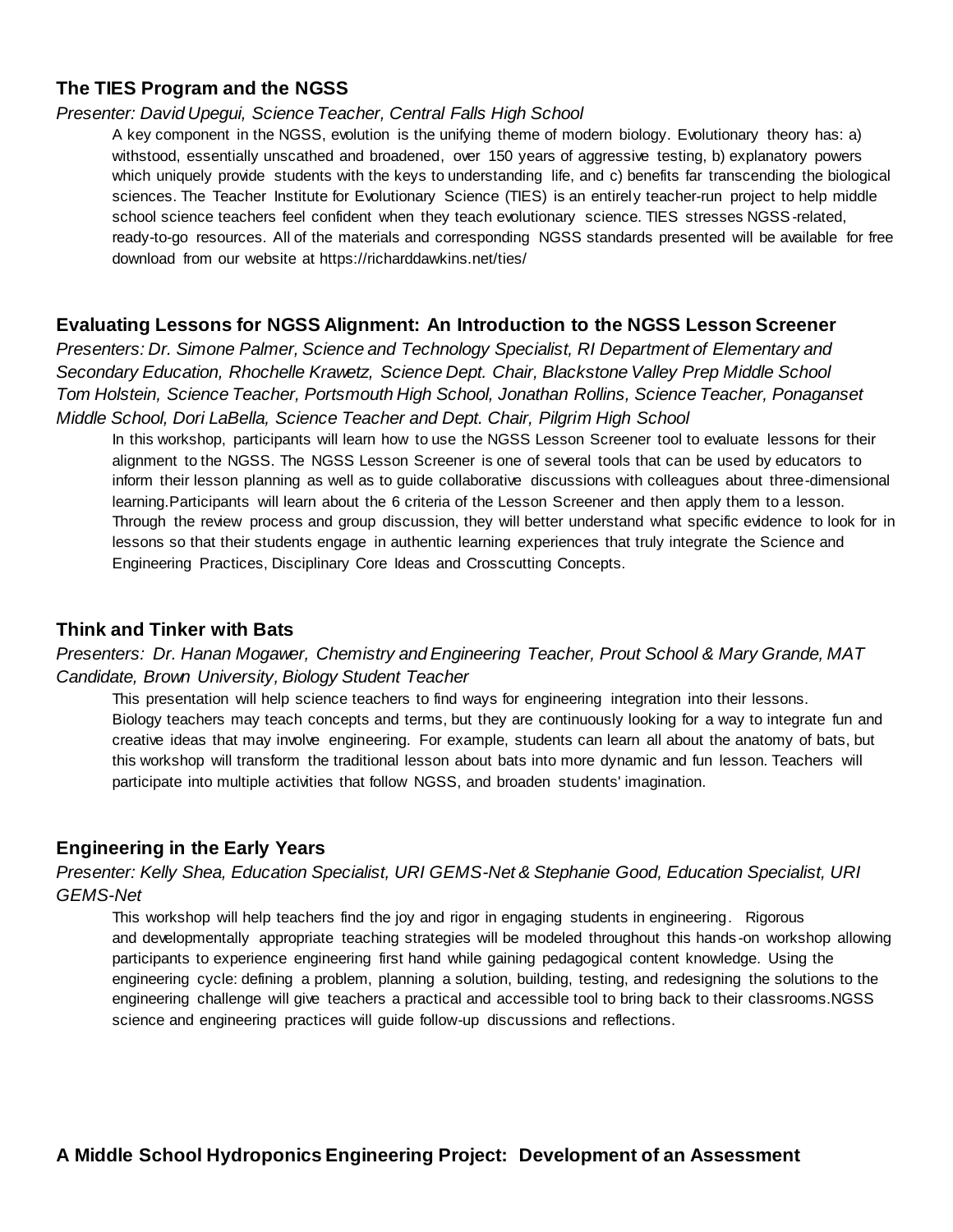## The TIES Program and the NGSS

*Presenter: David Upegui, Science Teacher, Central Falls High School*

A key component in the NGSS, evolution is the unifying theme of modern biology. Evolutionary theory has: a) withstood, essentially unscathed and broadened, over 150 years of aggressive testing, b) explanatory powers which uniquely provide students with the keys to understanding life, and c) benefits far transcending the biological sciences. The Teacher Institute for Evolutionary Science (TIES) is an entirely teacher-run project to help middle school science teachers feel confident when they teach evolutionary science. TIES stresses NGSS-related, ready-to-go resources. All of the materials and corresponding NGSS standards presented will be available for free download from our website at https://richarddawkins.net/ties/

## Evaluating Lessons for NGSS Alignment: An Introduction to the NGSS Lesson Screener

*Presenters: Dr. Simone Palmer, Science and Technology Specialist, RI Department of Elementary and Secondary Education, Rhochelle Krawetz, Science Dept. Chair, Blackstone Valley Prep Middle School Tom Holstein, Science Teacher, Portsmouth High School, Jonathan Rollins, Science Teacher, Ponaganset Middle School, Dori LaBella, Science Teacher and Dept. Chair, Pilgrim High School*

In this workshop, participants will learn how to use the NGSS Lesson Screener tool to evaluate lessons for their alignment to the NGSS. The NGSS Lesson Screener is one of several tools that can be used by educators to inform their lesson planning as well as to guide collaborative discussions with colleagues about three-dimensional learning.Participants will learn about the 6 criteria of the Lesson Screener and then apply them to a lesson. Through the review process and group discussion, they will better understand what specific evidence to look for in lessons so that their students engage in authentic learning experiences that truly integrate the Science and Engineering Practices, Disciplinary Core Ideas and Crosscutting Concepts.

## Think and Tinker with Bats

*Presenters: Dr. Hanan Mogawer, Chemistry and Engineering Teacher, Prout School & Mary Grande, MAT Candidate, Brown University, Biology Student Teacher*

This presentation will help science teachers to find ways for engineering integration into their lessons. Biology teachers may teach concepts and terms, but they are continuously looking for a way to integrate fun and creative ideas that may involve engineering. For example, students can learn all about the anatomy of bats, but this workshop will transform the traditional lesson about bats into more dynamic and fun lesson. Teachers will participate into multiple activities that follow NGSS, and broaden students' imagination.

## Engineering in the Early Years

*Presenter: Kelly Shea, Education Specialist, URI GEMS-Net & Stephanie Good, Education Specialist, URI GEMS-Net*

This workshop will help teachers find the joy and rigor in engaging students in engineering. Rigorous and developmentally appropriate teaching strategies will be modeled throughout this hands-on workshop allowing participants to experience engineering first hand while gaining pedagogical content knowledge. Using the engineering cycle: defining a problem, planning a solution, building, testing, and redesigning the solutions to the engineering challenge will give teachers a practical and accessible tool to bring back to their classrooms.NGSS science and engineering practices will guide follow-up discussions and reflections.

## A Middle School Hydroponics Engineering Project: Development of an Assessment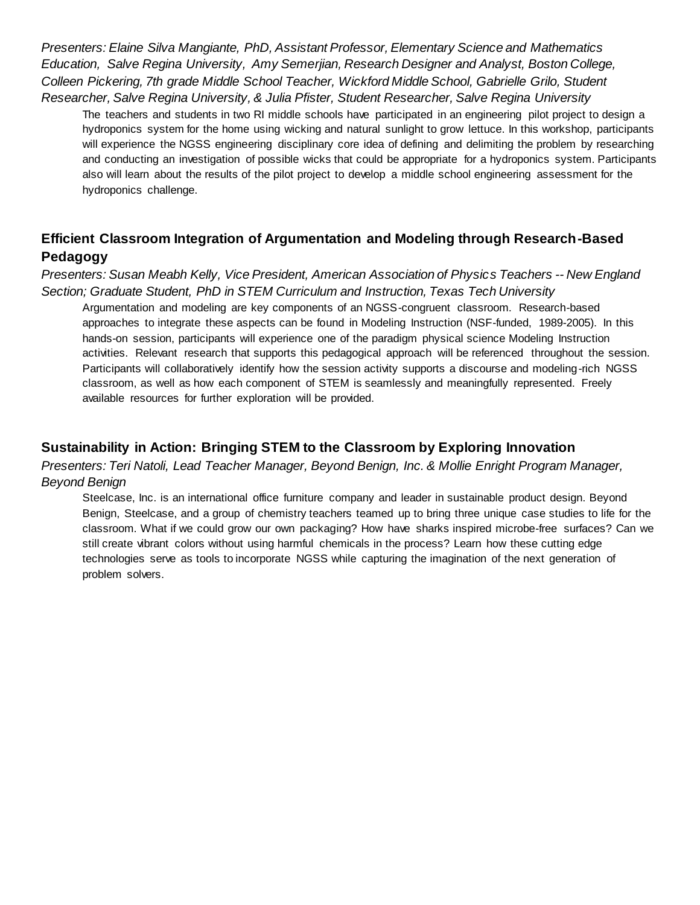*Presenters: Elaine Silva Mangiante, PhD, Assistant Professor, Elementary Science and Mathematics Education, Salve Regina University, Amy Semerjian, Research Designer and Analyst, Boston College, Colleen Pickering, 7th grade Middle School Teacher, Wickford Middle School, Gabrielle Grilo, Student Researcher, Salve Regina University, & Julia Pfister, Student Researcher, Salve Regina University*

The teachers and students in two RI middle schools have participated in an engineering pilot project to design a hydroponics system for the home using wicking and natural sunlight to grow lettuce. In this workshop, participants will experience the NGSS engineering disciplinary core idea of defining and delimiting the problem by researching and conducting an investigation of possible wicks that could be appropriate for a hydroponics system. Participants also will learn about the results of the pilot project to develop a middle school engineering assessment for the hydroponics challenge.

## Efficient Classroom Integration of Argumentation and Modeling through Research-Based Pedagogy

*Presenters: Susan Meabh Kelly, Vice President, American Association of Physics Teachers -- New England Section; Graduate Student, PhD in STEM Curriculum and Instruction, Texas Tech University*

Argumentation and modeling are key components of an NGSS-congruent classroom. Research-based approaches to integrate these aspects can be found in Modeling Instruction (NSF-funded, 1989-2005). In this hands-on session, participants will experience one of the paradigm physical science Modeling Instruction activities. Relevant research that supports this pedagogical approach will be referenced throughout the session. Participants will collaboratively identify how the session activity supports a discourse and modeling-rich NGSS classroom, as well as how each component of STEM is seamlessly and meaningfully represented. Freely available resources for further exploration will be provided.

## Sustainability in Action: Bringing STEM to the Classroom by Exploring Innovation

*Presenters: Teri Natoli, Lead Teacher Manager, Beyond Benign, Inc. & Mollie Enright Program Manager, Beyond Benign*

Steelcase, Inc. is an international office furniture company and leader in sustainable product design. Beyond Benign, Steelcase, and a group of chemistry teachers teamed up to bring three unique case studies to life for the classroom. What if we could grow our own packaging? How have sharks inspired microbe-free surfaces? Can we still create vibrant colors without using harmful chemicals in the process? Learn how these cutting edge technologies serve as tools to incorporate NGSS while capturing the imagination of the next generation of problem solvers.